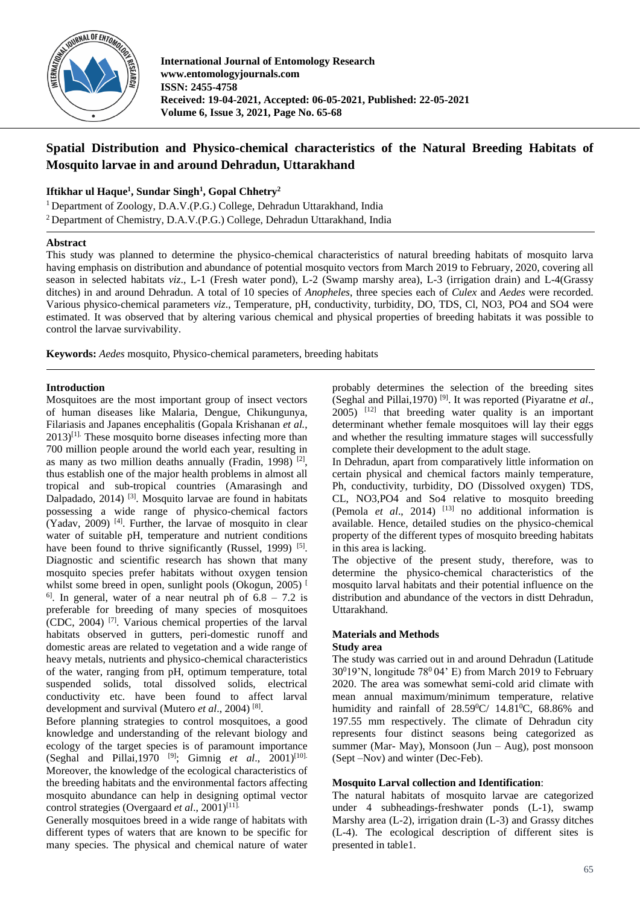# Spatial Distribution and Physico-chemical characteristics of the Natural Breeding Habitats of Mosquito larvae in and around Dehradun, Uttarakhand

**Iftikhar ul Haque[1], Sundar Singh[1], Gopal Chhetry[2]**

[1] Department of Zoology, D.A.V.(P.G.) College, Dehradun Uttarakhand, India

[2] Department of Chemistry, D.A.V.(P.G.) College, Dehradun Uttarakhand, India

## Abstract

This study was planned to determine the physico-chemical characteristics of natural breeding habitats of mosquito larva having emphasis on distribution and abundance of potential mosquito vectors from March 2019 to February, 2020, covering all season in selected habitats *viz*., L-1 (Fresh water pond), L-2 (Swamp marshy area), L-3 (irrigation drain) and L-4(Grassy ditches) in and around Dehradun. A total of 10 species of *Anopheles*, three species each of *Culex* and *Aedes* were recorded. Various physico-chemical parameters *viz*., Temperature, pH, conductivity, turbidity, DO, TDS, Cl, NO3, PO4 and SO4 were estimated. It was observed that by altering various chemical and physical properties of breeding habitats it was possible to control the larvae survivability.

**Keywords:** *Aedes* mosquito, Physico-chemical parameters, breeding habitats

## Introduction

Mosquitoes are the most important group of insect vectors of human diseases like Malaria, Dengue, Chikungunya, Filariasis and Japanes encephalitis (Gopala Krishanan *et al.*, 2013)[1]. These mosquito borne diseases infecting more than 700 million people around the world each year, resulting in as many as two million deaths annually (Fradin, 1998) [2], thus establish one of the major health problems in almost all tropical and sub-tropical countries (Amarasingh and Dalpadado, 2014) [3]. Mosquito larvae are found in habitats possessing a wide range of physico-chemical factors (Yadav, 2009) [4]. Further, the larvae of mosquito in clear water of suitable pH, temperature and nutrient conditions have been found to thrive significantly (Russel, 1999) [5]. Diagnostic and scientific research has shown that many mosquito species prefer habitats without oxygen tension whilst some breed in open, sunlight pools (Okogun, 2005) [6]. In general, water of a near neutral ph of 6.8 – 7.2 is preferable for breeding of many species of mosquitoes (CDC, 2004) [7]. Various chemical properties of the larval habitats observed in gutters, peri-domestic runoff and domestic areas are related to vegetation and a wide range of heavy metals, nutrients and physico-chemical characteristics of the water, ranging from pH, optimum temperature, total suspended solids, total dissolved solids, electrical conductivity etc. have been found to affect larval development and survival (Mutero *et al*., 2004) [8].

Before planning strategies to control mosquitoes, a good knowledge and understanding of the relevant biology and ecology of the target species is of paramount importance (Seghal and Pillai,1970 [9]; Gimnig *et al*., 2001)[10]. Moreover, the knowledge of the ecological characteristics of the breeding habitats and the environmental factors affecting mosquito abundance can help in designing optimal vector control strategies (Overgaard *et al*., 2001)[11].

Generally mosquitoes breed in a wide range of habitats with different types of waters that are known to be specific for many species. The physical and chemical nature of water probably determines the selection of the breeding sites (Seghal and Pillai,1970) [9]. It was reported (Piyaratne *et al*., 2005) [12] that breeding water quality is an important determinant whether female mosquitoes will lay their eggs and whether the resulting immature stages will successfully complete their development to the adult stage.

In Dehradun, apart from comparatively little information on certain physical and chemical factors mainly temperature, Ph, conductivity, turbidity, DO (Dissolved oxygen) TDS, CL, NO3,PO4 and So4 relative to mosquito breeding (Pemola *et al*., 2014) [13] no additional information is available. Hence, detailed studies on the physico-chemical property of the different types of mosquito breeding habitats in this area is lacking.

The objective of the present study, therefore, was to determine the physico-chemical characteristics of the mosquito larval habitats and their potential influence on the distribution and abundance of the vectors in distt Dehradun, Uttarakhand.

## Materials and Methods

### Study area

The study was carried out in and around Dehradun (Latitude $30^0 19'$N, longitude $78^0 04'$ E) from March 2019 to February 2020. The area was somewhat semi-cold arid climate with mean annual maximum/minimum temperature, relative humidity and rainfall of $28.59^0$C/ $14.81^0$C, 68.86% and 197.55 mm respectively. The climate of Dehradun city represents four distinct seasons being categorized as summer (Mar- May), Monsoon (Jun – Aug), post monsoon (Sept –Nov) and winter (Dec-Feb).

### Mosquito Larval collection and Identification:

The natural habitats of mosquito larvae are categorized under 4 subheadings-freshwater ponds (L-1), swamp Marshy area (L-2), irrigation drain (L-3) and Grassy ditches (L-4). The ecological description of different sites is presented in table1.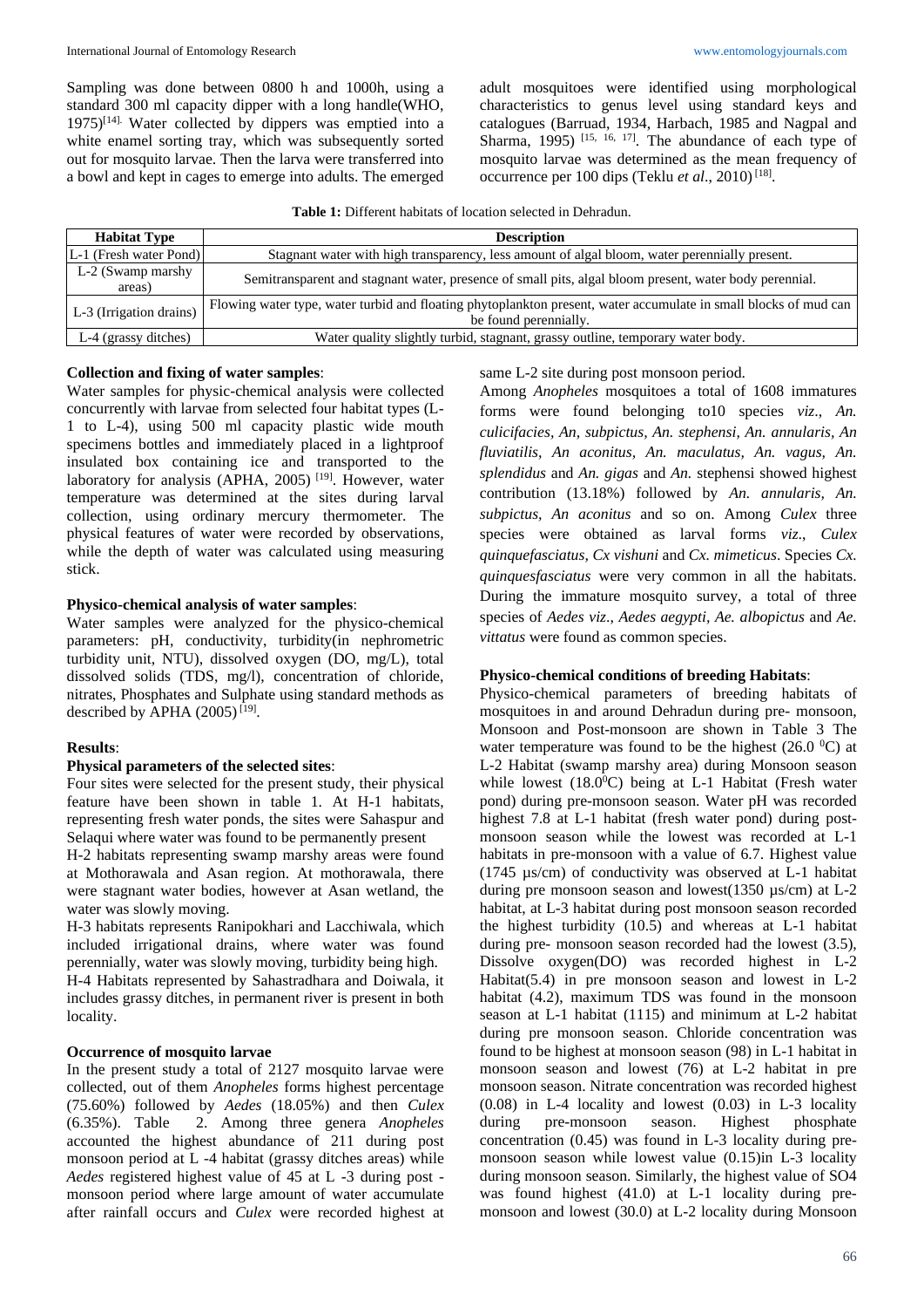Sampling was done between 0800 h and 1000h, using a standard 300 ml capacity dipper with a long handle(WHO, 1975)[14]. Water collected by dippers was emptied into a white enamel sorting tray, which was subsequently sorted out for mosquito larvae. Then the larva were transferred into a bowl and kept in cages to emerge into adults. The emerged adult mosquitoes were identified using morphological characteristics to genus level using standard keys and catalogues (Barruad, 1934, Harbach, 1985 and Nagpal and Sharma, 1995) [15, 16, 17]. The abundance of each type of mosquito larvae was determined as the mean frequency of occurrence per 100 dips (Teklu *et al*., 2010) [18].

**Table 1:** Different habitats of location selected in Dehradun.

| Habitat Type | Description |
|---|---|
| L-1 (Fresh water Pond) | Stagnant water with high transparency, less amount of algal bloom, water perennially present. |
| L-2 (Swamp marshy areas) | Semitransparent and stagnant water, presence of small pits, algal bloom present, water body perennial. |
| L-3 (Irrigation drains) | Flowing water type, water turbid and floating phytoplankton present, water accumulate in small blocks of mud can be found perennially. |
| L-4 (grassy ditches) | Water quality slightly turbid, stagnant, grassy outline, temporary water body. |

**Collection and fixing of water samples**:
Water samples for physic-chemical analysis were collected concurrently with larvae from selected four habitat types (L-1 to L-4), using 500 ml capacity plastic wide mouth specimens bottles and immediately placed in a lightproof insulated box containing ice and transported to the laboratory for analysis (APHA, 2005) [19]. However, water temperature was determined at the sites during larval collection, using ordinary mercury thermometer. The physical features of water were recorded by observations, while the depth of water was calculated using measuring stick.

**Physico-chemical analysis of water samples**:
Water samples were analyzed for the physico-chemical parameters: pH, conductivity, turbidity(in nephrometric turbidity unit, NTU), dissolved oxygen (DO, mg/L), total dissolved solids (TDS, mg/l), concentration of chloride, nitrates, Phosphates and Sulphate using standard methods as described by APHA (2005) [19].

**Results**:

**Physical parameters of the selected sites**:
Four sites were selected for the present study, their physical feature have been shown in table 1. At H-1 habitats, representing fresh water ponds, the sites were Sahaspur and Selaqui where water was found to be permanently present

H-2 habitats representing swamp marshy areas were found at Mothorawala and Asan region. At mothorawala, there were stagnant water bodies, however at Asan wetland, the water was slowly moving.

H-3 habitats represents Ranipokhari and Lacchiwala, which included irrigational drains, where water was found perennially, water was slowly moving, turbidity being high.

H-4 Habitats represented by Sahastradhara and Doiwala, it includes grassy ditches, in permanent river is present in both locality.

**Occurrence of mosquito larvae**
In the present study a total of 2127 mosquito larvae were collected, out of them *Anopheles* forms highest percentage (75.60%) followed by *Aedes* (18.05%) and then *Culex* (6.35%). Table 2. Among three genera *Anopheles* accounted the highest abundance of 211 during post monsoon period at L -4 habitat (grassy ditches areas) while *Aedes* registered highest value of 45 at L -3 during post - monsoon period where large amount of water accumulate after rainfall occurs and *Culex* were recorded highest at same L-2 site during post monsoon period.

Among *Anopheles* mosquitoes a total of 1608 immatures forms were found belonging to10 species *viz*., *An. culicifacies, An, subpictus, An. stephensi, An. annularis, An fluviatilis, An aconitus, An. maculatus, An. vagus, An. splendidus* and *An. gigas* and *An.* stephensi showed highest contribution (13.18%) followed by *An. annularis, An. subpictus, An aconitus* and so on. Among *Culex* three species were obtained as larval forms *viz*., *Culex quinquefasciatus, Cx vishuni* and *Cx. mimeticus*. Species *Cx. quinquesfasciatus* were very common in all the habitats. During the immature mosquito survey, a total of three species of *Aedes viz*., *Aedes aegypti, Ae. albopictus* and *Ae. vittatus* were found as common species.

**Physico-chemical conditions of breeding Habitats**:
Physico-chemical parameters of breeding habitats of mosquitoes in and around Dehradun during pre- monsoon, Monsoon and Post-monsoon are shown in Table 3 The water temperature was found to be the highest (26.0 $^0$C) at L-2 Habitat (swamp marshy area) during Monsoon season while lowest (18.0$^0$C) being at L-1 Habitat (Fresh water pond) during pre-monsoon season. Water pH was recorded highest 7.8 at L-1 habitat (fresh water pond) during post-monsoon season while the lowest was recorded at L-1 habitats in pre-monsoon with a value of 6.7. Highest value (1745 µs/cm) of conductivity was observed at L-1 habitat during pre monsoon season and lowest(1350 µs/cm) at L-2 habitat, at L-3 habitat during post monsoon season recorded the highest turbidity (10.5) and whereas at L-1 habitat during pre- monsoon season recorded had the lowest (3.5), Dissolve oxygen(DO) was recorded highest in L-2 Habitat(5.4) in pre monsoon season and lowest in L-2 habitat (4.2), maximum TDS was found in the monsoon season at L-1 habitat (1115) and minimum at L-2 habitat during pre monsoon season. Chloride concentration was found to be highest at monsoon season (98) in L-1 habitat in monsoon season and lowest (76) at L-2 habitat in pre monsoon season. Nitrate concentration was recorded highest (0.08) in L-4 locality and lowest (0.03) in L-3 locality during pre-monsoon season. Highest phosphate concentration (0.45) was found in L-3 locality during pre-monsoon season while lowest value (0.15)in L-3 locality during monsoon season. Similarly, the highest value of SO4 was found highest (41.0) at L-1 locality during pre-monsoon and lowest (30.0) at L-2 locality during Monsoon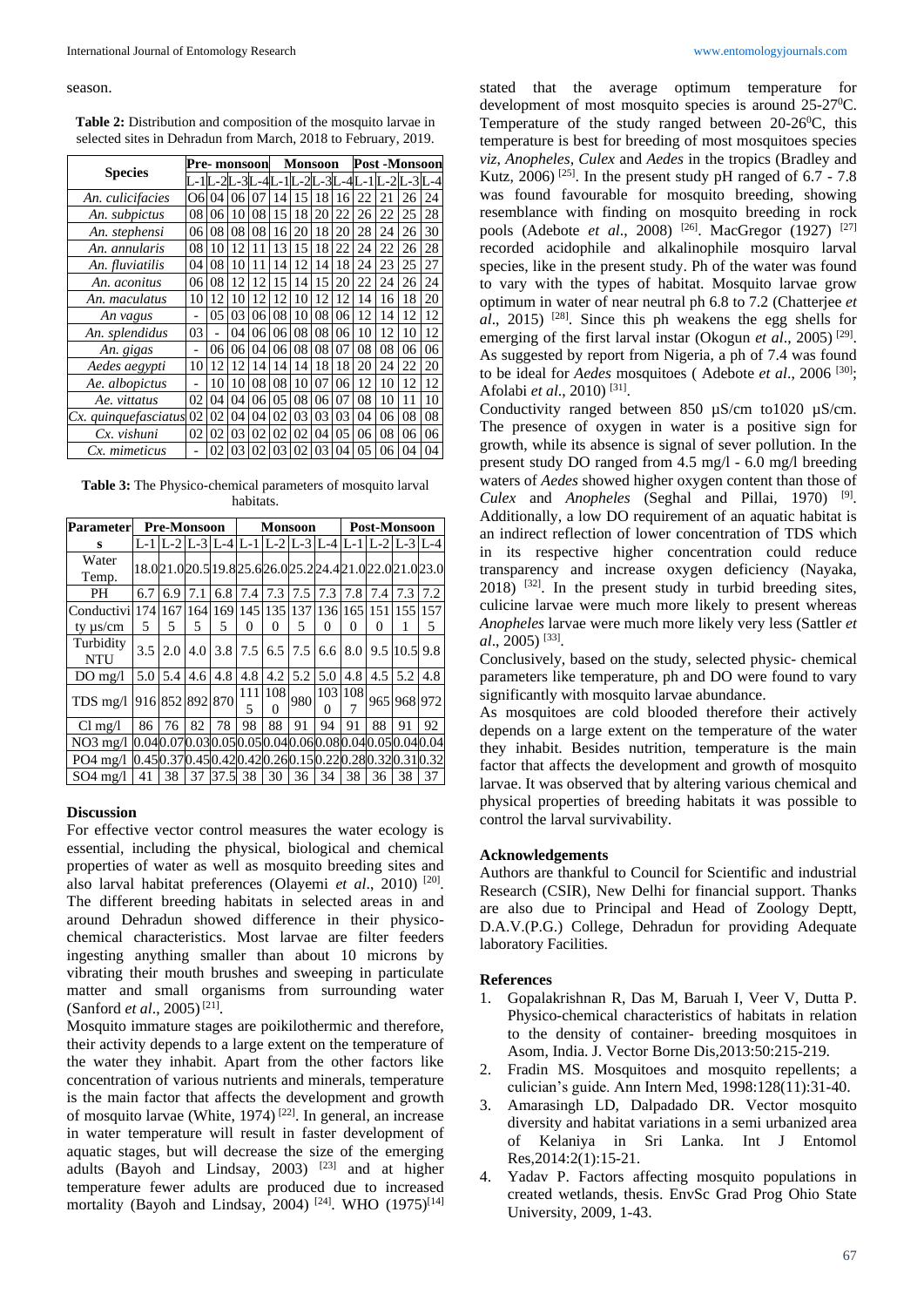season.

**Table 2:** Distribution and composition of the mosquito larvae in selected sites in Dehradun from March, 2018 to February, 2019.

| Species | Pre- monsoon | | | | Monsoon | | | | Post -Monsoon | | | |
|---|---|---|---|---|---|---|---|---|---|---|---|---|
| | L-1 | L-2 | L-3 | L-4 | L-1 | L-2 | L-3 | L-4 | L-1 | L-2 | L-3 | L-4 |
| *An. culicifacies* | O6 | 04 | 06 | 07 | 14 | 15 | 18 | 16 | 22 | 21 | 26 | 24 |
| *An. subpictus* | 08 | 06 | 10 | 08 | 15 | 18 | 20 | 22 | 26 | 22 | 25 | 28 |
| *An. stephensi* | 06 | 08 | 08 | 08 | 16 | 20 | 18 | 20 | 28 | 24 | 26 | 30 |
| *An. annularis* | 08 | 10 | 12 | 11 | 13 | 15 | 18 | 22 | 24 | 22 | 26 | 28 |
| *An. fluviatilis* | 04 | 08 | 10 | 11 | 14 | 12 | 14 | 18 | 24 | 23 | 25 | 27 |
| *An. aconitus* | 06 | 08 | 12 | 12 | 15 | 14 | 15 | 20 | 22 | 24 | 26 | 24 |
| *An. maculatus* | 10 | 12 | 10 | 12 | 12 | 10 | 12 | 12 | 14 | 16 | 18 | 20 |
| *An vagus* | - | 05 | 03 | 06 | 08 | 10 | 08 | 06 | 12 | 14 | 12 | 12 |
| *An. splendidus* | 03 | - | 04 | 06 | 06 | 08 | 08 | 06 | 10 | 12 | 10 | 12 |
| *An. gigas* | - | 06 | 06 | 04 | 06 | 08 | 08 | 07 | 08 | 08 | 06 | 06 |
| *Aedes aegypti* | 10 | 12 | 12 | 14 | 14 | 14 | 18 | 18 | 20 | 24 | 22 | 20 |
| *Ae. albopictus* | - | 10 | 10 | 08 | 08 | 10 | 07 | 06 | 12 | 10 | 12 | 12 |
| *Ae. vittatus* | 02 | 04 | 04 | 06 | 05 | 08 | 06 | 07 | 08 | 10 | 11 | 10 |
| *Cx. quinquefasciatus* | 02 | 02 | 04 | 04 | 02 | 03 | 03 | 03 | 04 | 06 | 08 | 08 |
| *Cx. vishuni* | 02 | 02 | 03 | 02 | 02 | 02 | 04 | 05 | 06 | 08 | 06 | 06 |
| *Cx. mimeticus* | - | 02 | 03 | 02 | 03 | 02 | 03 | 04 | 05 | 06 | 04 | 04 |

**Table 3:** The Physico-chemical parameters of mosquito larval habitats.

| Parameters | Pre-Monsoon | | | | Monsoon | | | | Post-Monsoon | | | |
|---|---|---|---|---|---|---|---|---|---|---|---|---|
| | L-1 | L-2 | L-3 | L-4 | L-1 | L-2 | L-3 | L-4 | L-1 | L-2 | L-3 | L-4 |
| Water Temp. | 18.0 | 21.0 | 20.5 | 19.8 | 25.6 | 26.0 | 25.2 | 24.4 | 21.0 | 22.0 | 21.0 | 23.0 |
| PH | 6.7 | 6.9 | 7.1 | 6.8 | 7.4 | 7.3 | 7.5 | 7.3 | 7.8 | 7.4 | 7.3 | 7.2 |
| Conductivity µs/cm | 1745 | 1675 | 1645 | 1695 | 1450 | 1350 | 1375 | 1360 | 1650 | 1510 | 1551 | 1575 |
| Turbidity NTU | 3.5 | 2.0 | 4.0 | 3.8 | 7.5 | 6.5 | 7.5 | 6.6 | 8.0 | 9.5 | 10.5 | 9.8 |
| DO mg/l | 5.0 | 5.4 | 4.6 | 4.8 | 4.8 | 4.2 | 5.2 | 5.0 | 4.8 | 4.5 | 5.2 | 4.8 |
| TDS mg/l | 916 | 852 | 892 | 870 | 1115 | 1080 | 980 | 1030 | 1087 | 965 | 968 | 972 |
| Cl mg/l | 86 | 76 | 82 | 78 | 98 | 88 | 91 | 94 | 91 | 88 | 91 | 92 |
| NO3 mg/l | 0.04 | 0.07 | 0.03 | 0.05 | 0.05 | 0.04 | 0.06 | 0.08 | 0.04 | 0.05 | 0.04 | 0.04 |
| PO4 mg/l | 0.45 | 0.37 | 0.45 | 0.42 | 0.42 | 0.26 | 0.15 | 0.22 | 0.28 | 0.32 | 0.31 | 0.32 |
| SO4 mg/l | 41 | 38 | 37 | 37.5 | 38 | 30 | 36 | 34 | 38 | 36 | 38 | 37 |

## Discussion

For effective vector control measures the water ecology is essential, including the physical, biological and chemical properties of water as well as mosquito breeding sites and also larval habitat preferences (Olayemi *et al*., 2010) [20]. The different breeding habitats in selected areas in and around Dehradun showed difference in their physico-chemical characteristics. Most larvae are filter feeders ingesting anything smaller than about 10 microns by vibrating their mouth brushes and sweeping in particulate matter and small organisms from surrounding water (Sanford *et al*., 2005) [21].

Mosquito immature stages are poikilothermic and therefore, their activity depends to a large extent on the temperature of the water they inhabit. Apart from the other factors like concentration of various nutrients and minerals, temperature is the main factor that affects the development and growth of mosquito larvae (White, 1974) [22]. In general, an increase in water temperature will result in faster development of aquatic stages, but will decrease the size of the emerging adults (Bayoh and Lindsay, 2003) [23] and at higher temperature fewer adults are produced due to increased mortality (Bayoh and Lindsay, 2004) [24]. WHO (1975)[14] stated that the average optimum temperature for development of most mosquito species is around 25-27$^0$C. Temperature of the study ranged between 20-26$^0$C, this temperature is best for breeding of most mosquitoes species *viz, Anopheles, Culex* and *Aedes* in the tropics (Bradley and Kutz, 2006) [25]. In the present study pH ranged of 6.7 - 7.8 was found favourable for mosquito breeding, showing resemblance with finding on mosquito breeding in rock pools (Adebote *et al*., 2008) [26]. MacGregor (1927) [27] recorded acidophile and alkalinophile mosquiro larval species, like in the present study. Ph of the water was found to vary with the types of habitat. Mosquito larvae grow optimum in water of near neutral ph 6.8 to 7.2 (Chatterjee *et al*., 2015) [28]. Since this ph weakens the egg shells for emerging of the first larval instar (Okogun *et al*., 2005) [29]. As suggested by report from Nigeria, a ph of 7.4 was found to be ideal for *Aedes* mosquitoes ( Adebote *et al*., 2006 [30]; Afolabi *et al*., 2010) [31].

Conductivity ranged between 850 µS/cm to1020 µS/cm. The presence of oxygen in water is a positive sign for growth, while its absence is signal of sever pollution. In the present study DO ranged from 4.5 mg/l - 6.0 mg/l breeding waters of *Aedes* showed higher oxygen content than those of *Culex* and *Anopheles* (Seghal and Pillai, 1970) [9]. Additionally, a low DO requirement of an aquatic habitat is an indirect reflection of lower concentration of TDS which in its respective higher concentration could reduce transparency and increase oxygen deficiency (Nayaka, 2018) [32]. In the present study in turbid breeding sites, culicine larvae were much more likely to present whereas *Anopheles* larvae were much more likely very less (Sattler *et al*., 2005) [33].

Conclusively, based on the study, selected physic- chemical parameters like temperature, ph and DO were found to vary significantly with mosquito larvae abundance.

As mosquitoes are cold blooded therefore their actively depends on a large extent on the temperature of the water they inhabit. Besides nutrition, temperature is the main factor that affects the development and growth of mosquito larvae. It was observed that by altering various chemical and physical properties of breeding habitats it was possible to control the larval survivability.

## Acknowledgements

Authors are thankful to Council for Scientific and industrial Research (CSIR), New Delhi for financial support. Thanks are also due to Principal and Head of Zoology Deptt, D.A.V.(P.G.) College, Dehradun for providing Adequate laboratory Facilities.

## References

1. Gopalakrishnan R, Das M, Baruah I, Veer V, Dutta P. Physico-chemical characteristics of habitats in relation to the density of container- breeding mosquitoes in Asom, India. J. Vector Borne Dis,2013:50:215-219.
2. Fradin MS. Mosquitoes and mosquito repellents; a culician's guide. Ann Intern Med, 1998:128(11):31-40.
3. Amarasingh LD, Dalpadado DR. Vector mosquito diversity and habitat variations in a semi urbanized area of Kelaniya in Sri Lanka. Int J Entomol Res,2014:2(1):15-21.
4. Yadav P. Factors affecting mosquito populations in created wetlands, thesis. EnvSc Grad Prog Ohio State University, 2009, 1-43.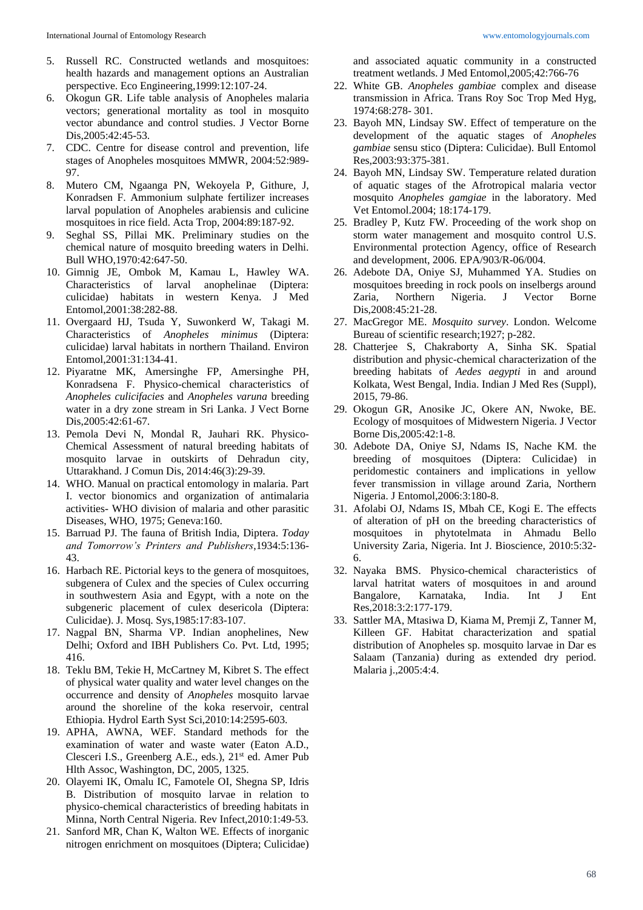5. Russell RC. Constructed wetlands and mosquitoes: health hazards and management options an Australian perspective. Eco Engineering,1999:12:107-24.
6. Okogun GR. Life table analysis of Anopheles malaria vectors; generational mortality as tool in mosquito vector abundance and control studies. J Vector Borne Dis,2005:42:45-53.
7. CDC. Centre for disease control and prevention, life stages of Anopheles mosquitoes MMWR, 2004:52:989-97.
8. Mutero CM, Ngaanga PN, Wekoyela P, Githure, J, Konradsen F. Ammonium sulphate fertilizer increases larval population of Anopheles arabiensis and culicine mosquitoes in rice field. Acta Trop, 2004:89:187-92.
9. Seghal SS, Pillai MK. Preliminary studies on the chemical nature of mosquito breeding waters in Delhi. Bull WHO,1970:42:647-50.
10. Gimnig JE, Ombok M, Kamau L, Hawley WA. Characteristics of larval anophelinae (Diptera: culicidae) habitats in western Kenya. J Med Entomol,2001:38:282-88.
11. Overgaard HJ, Tsuda Y, Suwonkerd W, Takagi M. Characteristics of *Anopheles minimus* (Diptera: culicidae) larval habitats in northern Thailand. Environ Entomol,2001:31:134-41.
12. Piyaratne MK, Amersinghe FP, Amersinghe PH, Konradsena F. Physico-chemical characteristics of *Anopheles culicifacies* and *Anopheles varuna* breeding water in a dry zone stream in Sri Lanka. J Vect Borne Dis,2005:42:61-67.
13. Pemola Devi N, Mondal R, Jauhari RK. Physico-Chemical Assessment of natural breeding habitats of mosquito larvae in outskirts of Dehradun city, Uttarakhand. J Comun Dis, 2014:46(3):29-39.
14. WHO. Manual on practical entomology in malaria. Part I. vector bionomics and organization of antimalaria activities- WHO division of malaria and other parasitic Diseases, WHO, 1975; Geneva:160.
15. Barruad PJ. The fauna of British India, Diptera. *Today and Tomorrow's Printers and Publishers*,1934:5:136-43.
16. Harbach RE. Pictorial keys to the genera of mosquitoes, subgenera of Culex and the species of Culex occurring in southwestern Asia and Egypt, with a note on the subgeneric placement of culex desericola (Diptera: Culicidae). J. Mosq. Sys,1985:17:83-107.
17. Nagpal BN, Sharma VP. Indian anophelines, New Delhi; Oxford and IBH Publishers Co. Pvt. Ltd, 1995; 416.
18. Teklu BM, Tekie H, McCartney M, Kibret S. The effect of physical water quality and water level changes on the occurrence and density of *Anopheles* mosquito larvae around the shoreline of the koka reservoir, central Ethiopia. Hydrol Earth Syst Sci,2010:14:2595-603.
19. APHA, AWNA, WEF. Standard methods for the examination of water and waste water (Eaton A.D., Clesceri I.S., Greenberg A.E., eds.), 21st ed. Amer Pub Hlth Assoc, Washington, DC, 2005, 1325.
20. Olayemi IK, Omalu IC, Famotele OI, Shegna SP, Idris B. Distribution of mosquito larvae in relation to physico-chemical characteristics of breeding habitats in Minna, North Central Nigeria. Rev Infect,2010:1:49-53.
21. Sanford MR, Chan K, Walton WE. Effects of inorganic nitrogen enrichment on mosquitoes (Diptera; Culicidae) and associated aquatic community in a constructed treatment wetlands. J Med Entomol,2005;42:766-76
22. White GB. *Anopheles gambiae* complex and disease transmission in Africa. Trans Roy Soc Trop Med Hyg, 1974:68:278- 301.
23. Bayoh MN, Lindsay SW. Effect of temperature on the development of the aquatic stages of *Anopheles gambiae* sensu stico (Diptera: Culicidae). Bull Entomol Res,2003:93:375-381.
24. Bayoh MN, Lindsay SW. Temperature related duration of aquatic stages of the Afrotropical malaria vector mosquito *Anopheles gamgiae* in the laboratory. Med Vet Entomol.2004; 18:174-179.
25. Bradley P, Kutz FW. Proceeding of the work shop on storm water management and mosquito control U.S. Environmental protection Agency, office of Research and development, 2006. EPA/903/R-06/004.
26. Adebote DA, Oniye SJ, Muhammed YA. Studies on mosquitoes breeding in rock pools on inselbergs around Zaria, Northern Nigeria. J Vector Borne Dis,2008:45:21-28.
27. MacGregor ME. *Mosquito survey*. London. Welcome Bureau of scientific research;1927; p-282.
28. Chatterjee S, Chakraborty A, Sinha SK. Spatial distribution and physic-chemical characterization of the breeding habitats of *Aedes aegypti* in and around Kolkata, West Bengal, India. Indian J Med Res (Suppl), 2015, 79-86.
29. Okogun GR, Anosike JC, Okere AN, Nwoke, BE. Ecology of mosquitoes of Midwestern Nigeria. J Vector Borne Dis,2005:42:1-8.
30. Adebote DA, Oniye SJ, Ndams IS, Nache KM. the breeding of mosquitoes (Diptera: Culicidae) in peridomestic containers and implications in yellow fever transmission in village around Zaria, Northern Nigeria. J Entomol,2006:3:180-8.
31. Afolabi OJ, Ndams IS, Mbah CE, Kogi E. The effects of alteration of pH on the breeding characteristics of mosquitoes in phytotelmata in Ahmadu Bello University Zaria, Nigeria. Int J. Bioscience, 2010:5:32-6.
32. Nayaka BMS. Physico-chemical characteristics of larval hatritat waters of mosquitoes in and around Bangalore, Karnataka, India. Int J Ent Res,2018:3:2:177-179.
33. Sattler MA, Mtasiwa D, Kiama M, Premji Z, Tanner M, Killeen GF. Habitat characterization and spatial distribution of Anopheles sp. mosquito larvae in Dar es Salaam (Tanzania) during as extended dry period. Malaria j.,2005:4:4.